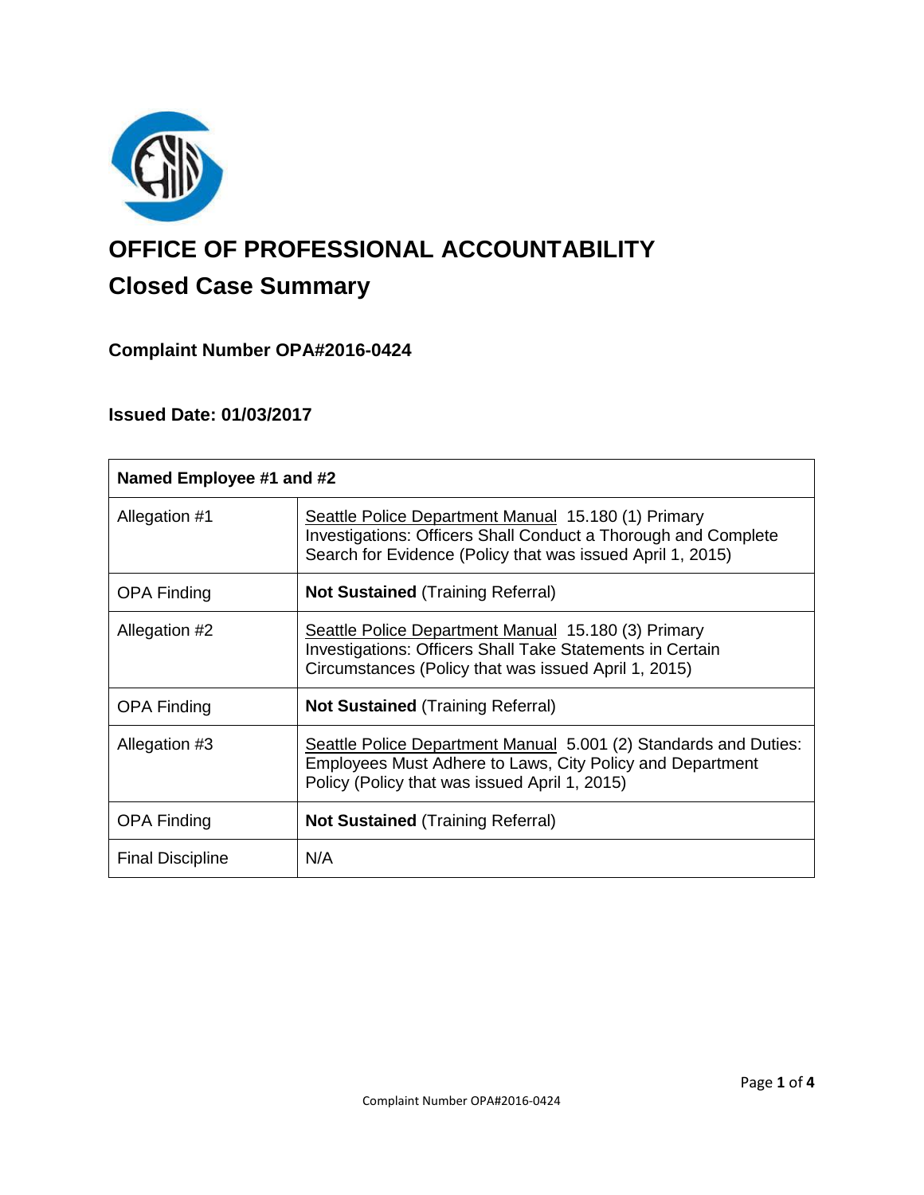# OFFICE OF PROFESSIONAL ACCOUNTABILITY

## Closed Case Summary

### Complaint Number OPA#2016-0424

### Issued Date: 01/03/2017

| Named Employee #1 and #2 | |
|---|---|
| Allegation #1 | Seattle Police Department Manual 15.180 (1) Primary Investigations: Officers Shall Conduct a Thorough and Complete Search for Evidence (Policy that was issued April 1, 2015) |
| OPA Finding | **Not Sustained** (Training Referral) |
| Allegation #2 | Seattle Police Department Manual 15.180 (3) Primary Investigations: Officers Shall Take Statements in Certain Circumstances (Policy that was issued April 1, 2015) |
| OPA Finding | **Not Sustained** (Training Referral) |
| Allegation #3 | Seattle Police Department Manual 5.001 (2) Standards and Duties: Employees Must Adhere to Laws, City Policy and Department Policy (Policy that was issued April 1, 2015) |
| OPA Finding | **Not Sustained** (Training Referral) |
| Final Discipline | N/A |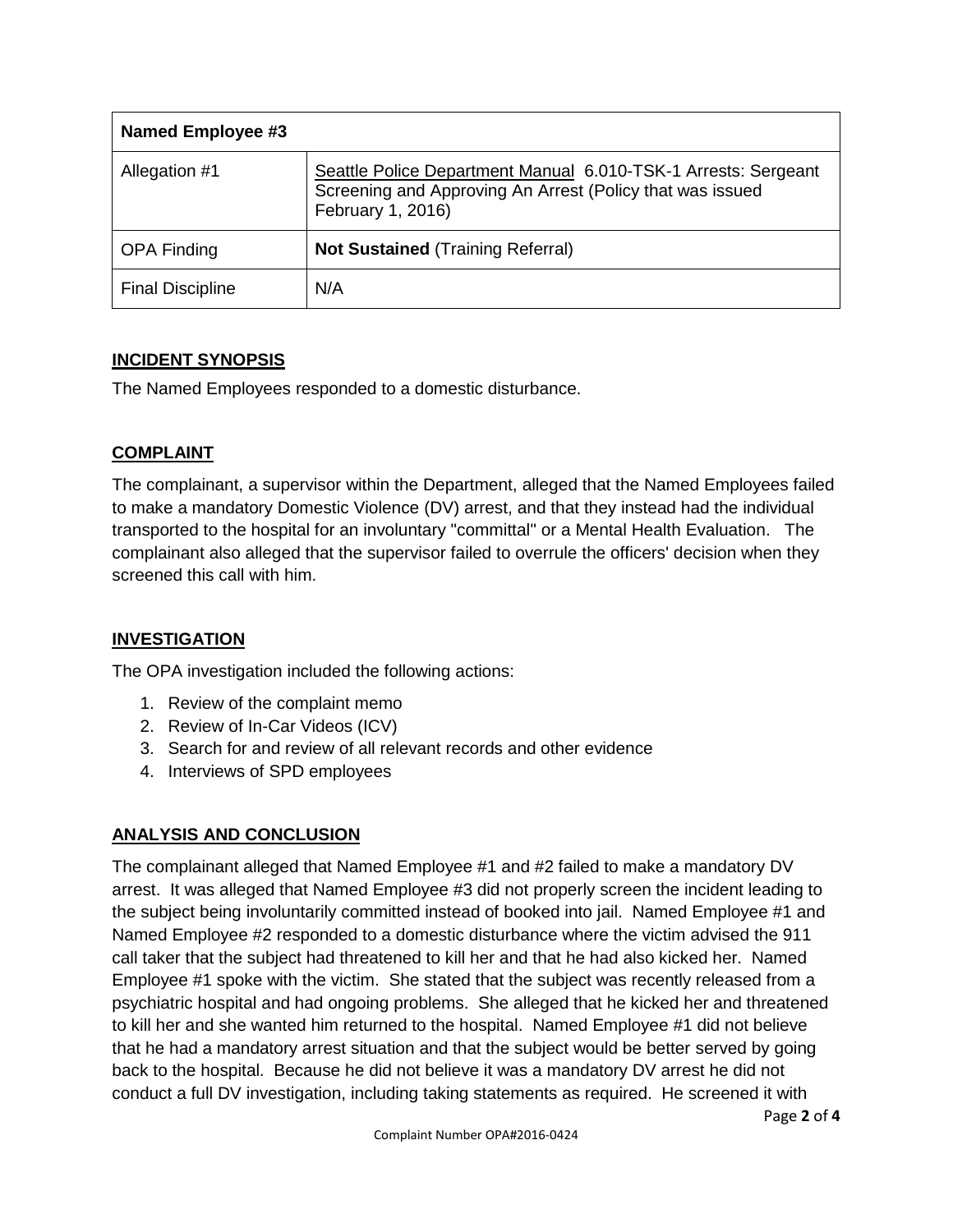| Named Employee #3 | |
|---|---|
| Allegation #1 | Seattle Police Department Manual 6.010-TSK-1 Arrests: Sergeant Screening and Approving An Arrest (Policy that was issued February 1, 2016) |
| OPA Finding | **Not Sustained** (Training Referral) |
| Final Discipline | N/A |

## INCIDENT SYNOPSIS

The Named Employees responded to a domestic disturbance.

## COMPLAINT

The complainant, a supervisor within the Department, alleged that the Named Employees failed to make a mandatory Domestic Violence (DV) arrest, and that they instead had the individual transported to the hospital for an involuntary "committal" or a Mental Health Evaluation. The complainant also alleged that the supervisor failed to overrule the officers' decision when they screened this call with him.

## INVESTIGATION

The OPA investigation included the following actions:

1. Review of the complaint memo
2. Review of In-Car Videos (ICV)
3. Search for and review of all relevant records and other evidence
4. Interviews of SPD employees

## ANALYSIS AND CONCLUSION

The complainant alleged that Named Employee #1 and #2 failed to make a mandatory DV arrest. It was alleged that Named Employee #3 did not properly screen the incident leading to the subject being involuntarily committed instead of booked into jail. Named Employee #1 and Named Employee #2 responded to a domestic disturbance where the victim advised the 911 call taker that the subject had threatened to kill her and that he had also kicked her. Named Employee #1 spoke with the victim. She stated that the subject was recently released from a psychiatric hospital and had ongoing problems. She alleged that he kicked her and threatened to kill her and she wanted him returned to the hospital. Named Employee #1 did not believe that he had a mandatory arrest situation and that the subject would be better served by going back to the hospital. Because he did not believe it was a mandatory DV arrest he did not conduct a full DV investigation, including taking statements as required. He screened it with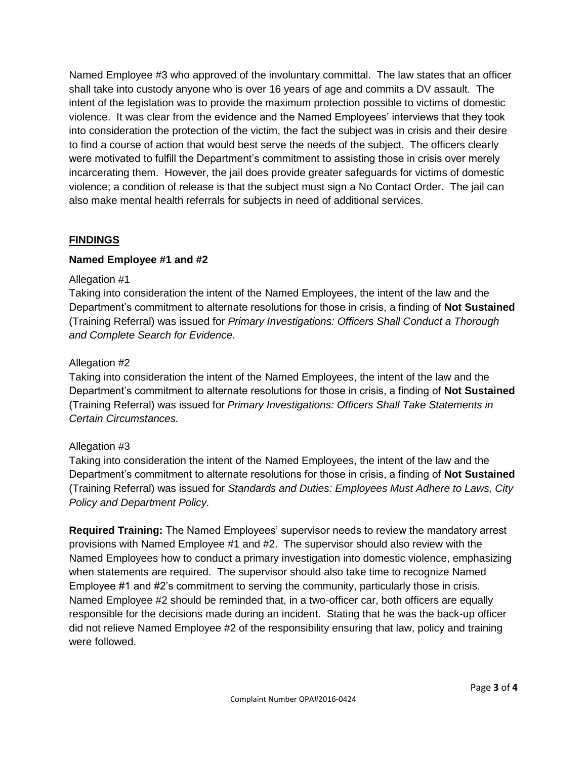Named Employee #3 who approved of the involuntary committal. The law states that an officer shall take into custody anyone who is over 16 years of age and commits a DV assault. The intent of the legislation was to provide the maximum protection possible to victims of domestic violence. It was clear from the evidence and the Named Employees' interviews that they took into consideration the protection of the victim, the fact the subject was in crisis and their desire to find a course of action that would best serve the needs of the subject. The officers clearly were motivated to fulfill the Department's commitment to assisting those in crisis over merely incarcerating them. However, the jail does provide greater safeguards for victims of domestic violence; a condition of release is that the subject must sign a No Contact Order. The jail can also make mental health referrals for subjects in need of additional services.

## FINDINGS

### Named Employee #1 and #2

Allegation #1

Taking into consideration the intent of the Named Employees, the intent of the law and the Department's commitment to alternate resolutions for those in crisis, a finding of **Not Sustained** (Training Referral) was issued for *Primary Investigations: Officers Shall Conduct a Thorough and Complete Search for Evidence.*

Allegation #2

Taking into consideration the intent of the Named Employees, the intent of the law and the Department's commitment to alternate resolutions for those in crisis, a finding of **Not Sustained** (Training Referral) was issued for *Primary Investigations: Officers Shall Take Statements in Certain Circumstances.*

Allegation #3

Taking into consideration the intent of the Named Employees, the intent of the law and the Department's commitment to alternate resolutions for those in crisis, a finding of **Not Sustained** (Training Referral) was issued for *Standards and Duties: Employees Must Adhere to Laws, City Policy and Department Policy.*

**Required Training:** The Named Employees' supervisor needs to review the mandatory arrest provisions with Named Employee #1 and #2. The supervisor should also review with the Named Employees how to conduct a primary investigation into domestic violence, emphasizing when statements are required. The supervisor should also take time to recognize Named Employee #1 and #2's commitment to serving the community, particularly those in crisis. Named Employee #2 should be reminded that, in a two-officer car, both officers are equally responsible for the decisions made during an incident. Stating that he was the back-up officer did not relieve Named Employee #2 of the responsibility ensuring that law, policy and training were followed.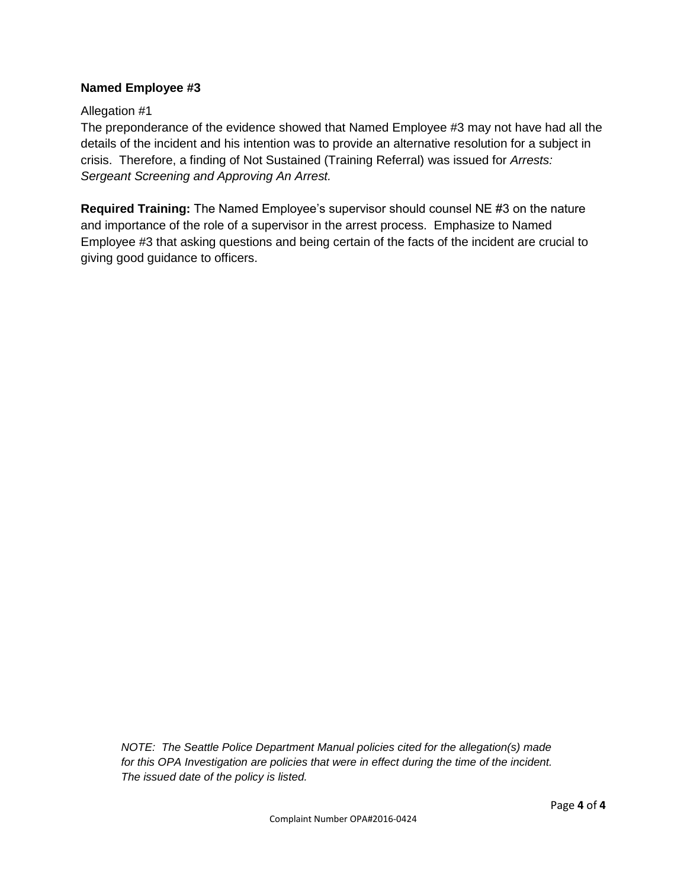**Named Employee #3**

Allegation #1

The preponderance of the evidence showed that Named Employee #3 may not have had all the details of the incident and his intention was to provide an alternative resolution for a subject in crisis. Therefore, a finding of Not Sustained (Training Referral) was issued for *Arrests: Sergeant Screening and Approving An Arrest.*

**Required Training:** The Named Employee's supervisor should counsel NE #3 on the nature and importance of the role of a supervisor in the arrest process. Emphasize to Named Employee #3 that asking questions and being certain of the facts of the incident are crucial to giving good guidance to officers.

*NOTE: The Seattle Police Department Manual policies cited for the allegation(s) made for this OPA Investigation are policies that were in effect during the time of the incident. The issued date of the policy is listed.*